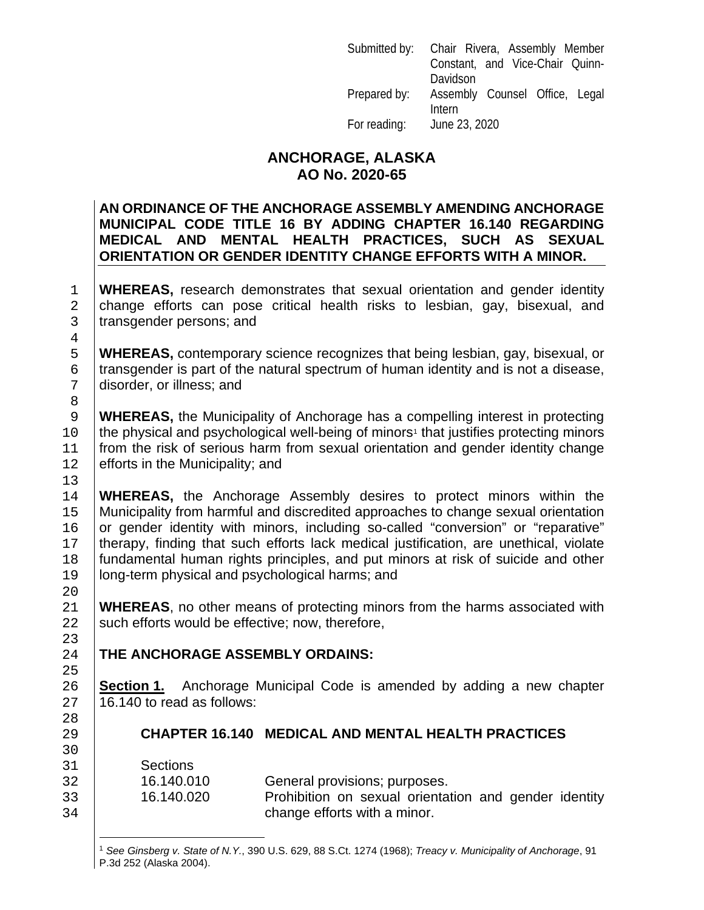Submitted by: Chair Rivera, Assembly Member Constant, and Vice-Chair Quinn-Davidson
Prepared by: Assembly Counsel Office, Legal Intern
For reading: June 23, 2020

# ANCHORAGE, ALASKA
# AO No. 2020-65

**AN ORDINANCE OF THE ANCHORAGE ASSEMBLY AMENDING ANCHORAGE MUNICIPAL CODE TITLE 16 BY ADDING CHAPTER 16.140 REGARDING MEDICAL AND MENTAL HEALTH PRACTICES, SUCH AS SEXUAL ORIENTATION OR GENDER IDENTITY CHANGE EFFORTS WITH A MINOR.**

**WHEREAS,** research demonstrates that sexual orientation and gender identity change efforts can pose critical health risks to lesbian, gay, bisexual, and transgender persons; and

**WHEREAS,** contemporary science recognizes that being lesbian, gay, bisexual, or transgender is part of the natural spectrum of human identity and is not a disease, disorder, or illness; and

**WHEREAS,** the Municipality of Anchorage has a compelling interest in protecting the physical and psychological well-being of minors[1] that justifies protecting minors from the risk of serious harm from sexual orientation and gender identity change efforts in the Municipality; and

**WHEREAS,** the Anchorage Assembly desires to protect minors within the Municipality from harmful and discredited approaches to change sexual orientation or gender identity with minors, including so-called "conversion" or "reparative" therapy, finding that such efforts lack medical justification, are unethical, violate fundamental human rights principles, and put minors at risk of suicide and other long-term physical and psychological harms; and

**WHEREAS**, no other means of protecting minors from the harms associated with such efforts would be effective; now, therefore,

**THE ANCHORAGE ASSEMBLY ORDAINS:**

**Section 1.** Anchorage Municipal Code is amended by adding a new chapter 16.140 to read as follows:

**CHAPTER 16.140 MEDICAL AND MENTAL HEALTH PRACTICES**

Sections
16.140.010 General provisions; purposes.
16.140.020 Prohibition on sexual orientation and gender identity change efforts with a minor.

---

[1] *See Ginsberg v. State of N.Y.*, 390 U.S. 629, 88 S.Ct. 1274 (1968); *Treacy v. Municipality of Anchorage*, 91 P.3d 252 (Alaska 2004).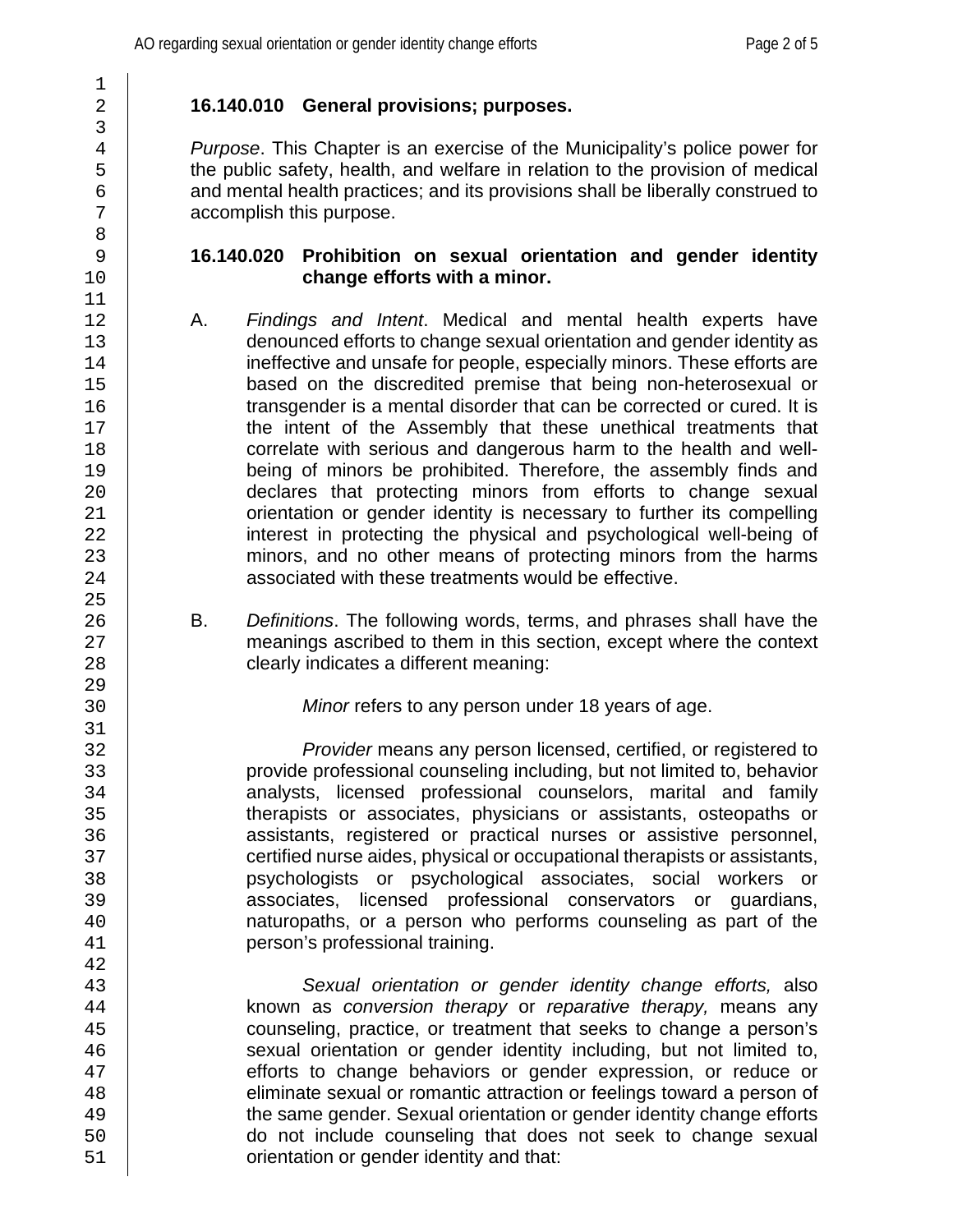**16.140.010 General provisions; purposes.**

*Purpose*. This Chapter is an exercise of the Municipality's police power for the public safety, health, and welfare in relation to the provision of medical and mental health practices; and its provisions shall be liberally construed to accomplish this purpose.

**16.140.020 Prohibition on sexual orientation and gender identity change efforts with a minor.**

A. *Findings and Intent*. Medical and mental health experts have denounced efforts to change sexual orientation and gender identity as ineffective and unsafe for people, especially minors. These efforts are based on the discredited premise that being non-heterosexual or transgender is a mental disorder that can be corrected or cured. It is the intent of the Assembly that these unethical treatments that correlate with serious and dangerous harm to the health and well-being of minors be prohibited. Therefore, the assembly finds and declares that protecting minors from efforts to change sexual orientation or gender identity is necessary to further its compelling interest in protecting the physical and psychological well-being of minors, and no other means of protecting minors from the harms associated with these treatments would be effective.

B. *Definitions*. The following words, terms, and phrases shall have the meanings ascribed to them in this section, except where the context clearly indicates a different meaning:

*Minor* refers to any person under 18 years of age.

*Provider* means any person licensed, certified, or registered to provide professional counseling including, but not limited to, behavior analysts, licensed professional counselors, marital and family therapists or associates, physicians or assistants, osteopaths or assistants, registered or practical nurses or assistive personnel, certified nurse aides, physical or occupational therapists or assistants, psychologists or psychological associates, social workers or associates, licensed professional conservators or guardians, naturopaths, or a person who performs counseling as part of the person's professional training.

*Sexual orientation or gender identity change efforts,* also known as *conversion therapy* or *reparative therapy,* means any counseling, practice, or treatment that seeks to change a person's sexual orientation or gender identity including, but not limited to, efforts to change behaviors or gender expression, or reduce or eliminate sexual or romantic attraction or feelings toward a person of the same gender. Sexual orientation or gender identity change efforts do not include counseling that does not seek to change sexual orientation or gender identity and that: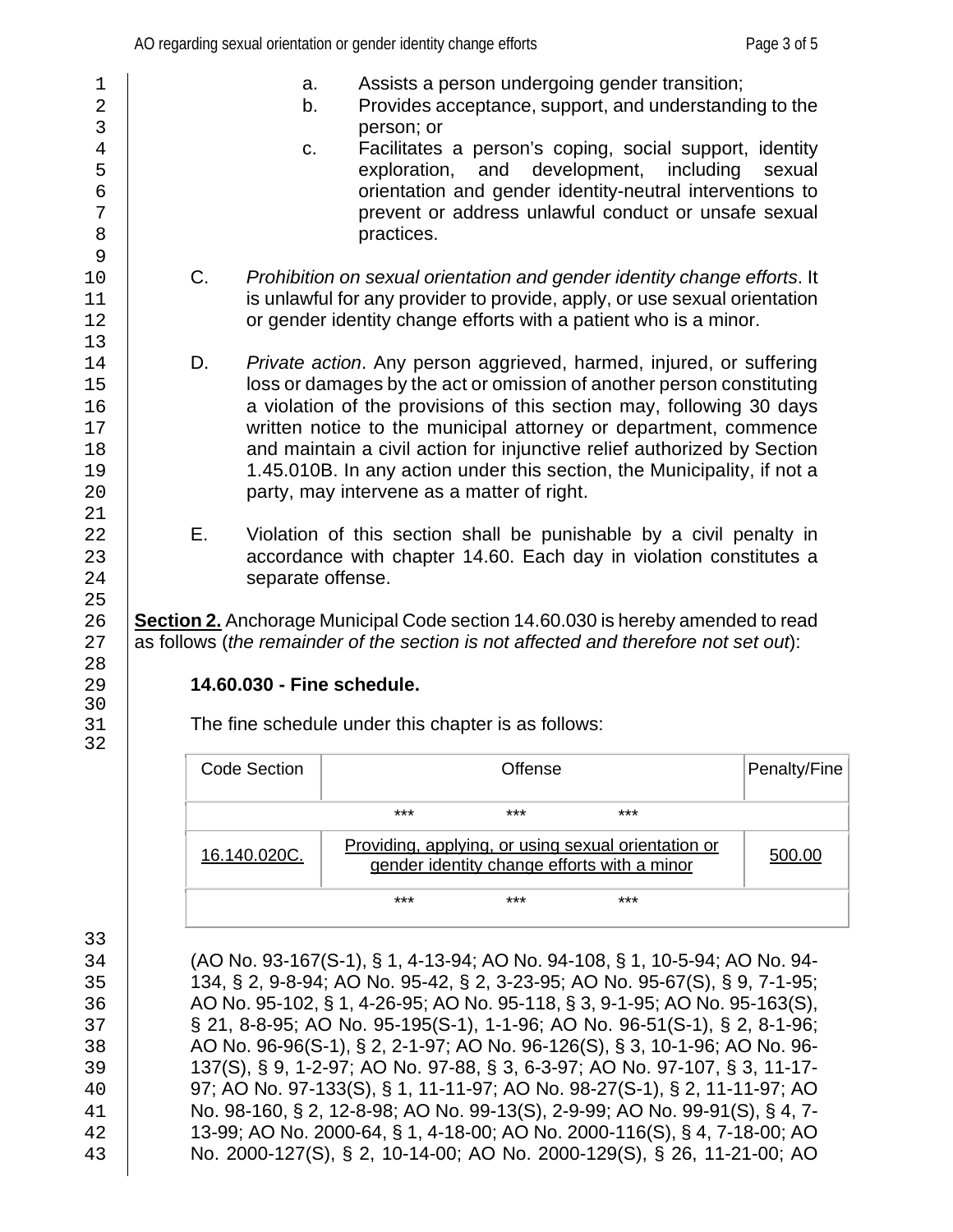a. Assists a person undergoing gender transition;

b. Provides acceptance, support, and understanding to the person; or

c. Facilitates a person's coping, social support, identity exploration, and development, including sexual orientation and gender identity-neutral interventions to prevent or address unlawful conduct or unsafe sexual practices.

C. *Prohibition on sexual orientation and gender identity change efforts*. It is unlawful for any provider to provide, apply, or use sexual orientation or gender identity change efforts with a patient who is a minor.

D. *Private action*. Any person aggrieved, harmed, injured, or suffering loss or damages by the act or omission of another person constituting a violation of the provisions of this section may, following 30 days written notice to the municipal attorney or department, commence and maintain a civil action for injunctive relief authorized by Section 1.45.010B. In any action under this section, the Municipality, if not a party, may intervene as a matter of right.

E. Violation of this section shall be punishable by a civil penalty in accordance with chapter 14.60. Each day in violation constitutes a separate offense.

**Section 2.** Anchorage Municipal Code section 14.60.030 is hereby amended to read as follows (*the remainder of the section is not affected and therefore not set out*):

**14.60.030 - Fine schedule.**

The fine schedule under this chapter is as follows:

| Code Section | Offense | Penalty/Fine |
|---|---|---|
| | *** *** *** | |
| <u>16.140.020C.</u> | <u>Providing, applying, or using sexual orientation or gender identity change efforts with a minor</u> | <u>500.00</u> |
| | *** *** *** | |

(AO No. 93-167(S-1), § 1, 4-13-94; AO No. 94-108, § 1, 10-5-94; AO No. 94-134, § 2, 9-8-94; AO No. 95-42, § 2, 3-23-95; AO No. 95-67(S), § 9, 7-1-95; AO No. 95-102, § 1, 4-26-95; AO No. 95-118, § 3, 9-1-95; AO No. 95-163(S), § 21, 8-8-95; AO No. 95-195(S-1), 1-1-96; AO No. 96-51(S-1), § 2, 8-1-96; AO No. 96-96(S-1), § 2, 2-1-97; AO No. 96-126(S), § 3, 10-1-96; AO No. 96-137(S), § 9, 1-2-97; AO No. 97-88, § 3, 6-3-97; AO No. 97-107, § 3, 11-17-97; AO No. 97-133(S), § 1, 11-11-97; AO No. 98-27(S-1), § 2, 11-11-97; AO No. 98-160, § 2, 12-8-98; AO No. 99-13(S), 2-9-99; AO No. 99-91(S), § 4, 7-13-99; AO No. 2000-64, § 1, 4-18-00; AO No. 2000-116(S), § 4, 7-18-00; AO No. 2000-127(S), § 2, 10-14-00; AO No. 2000-129(S), § 26, 11-21-00; AO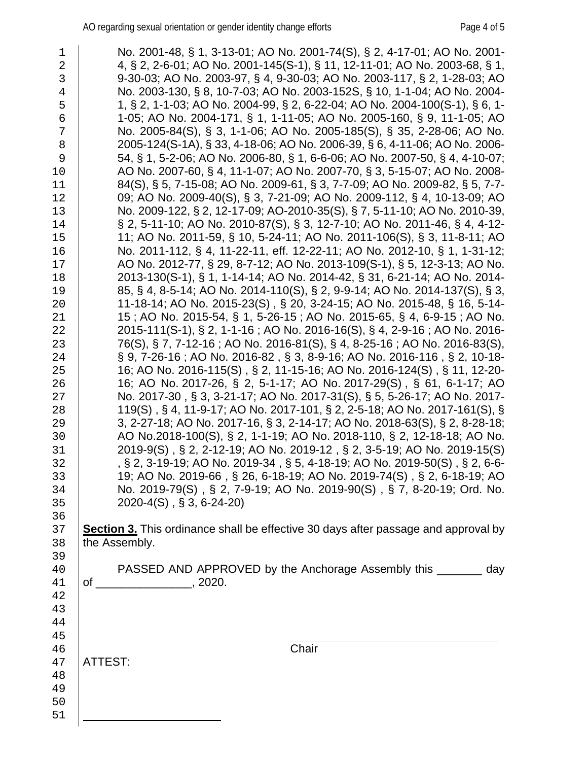No. 2001-48, § 1, 3-13-01; AO No. 2001-74(S), § 2, 4-17-01; AO No. 2001-4, § 2, 2-6-01; AO No. 2001-145(S-1), § 11, 12-11-01; AO No. 2003-68, § 1, 9-30-03; AO No. 2003-97, § 4, 9-30-03; AO No. 2003-117, § 2, 1-28-03; AO No. 2003-130, § 8, 10-7-03; AO No. 2003-152S, § 10, 1-1-04; AO No. 2004-1, § 2, 1-1-03; AO No. 2004-99, § 2, 6-22-04; AO No. 2004-100(S-1), § 6, 1-1-05; AO No. 2004-171, § 1, 1-11-05; AO No. 2005-160, § 9, 11-1-05; AO No. 2005-84(S), § 3, 1-1-06; AO No. 2005-185(S), § 35, 2-28-06; AO No. 2005-124(S-1A), § 33, 4-18-06; AO No. 2006-39, § 6, 4-11-06; AO No. 2006-54, § 1, 5-2-06; AO No. 2006-80, § 1, 6-6-06; AO No. 2007-50, § 4, 4-10-07; AO No. 2007-60, § 4, 11-1-07; AO No. 2007-70, § 3, 5-15-07; AO No. 2008-84(S), § 5, 7-15-08; AO No. 2009-61, § 3, 7-7-09; AO No. 2009-82, § 5, 7-7-09; AO No. 2009-40(S), § 3, 7-21-09; AO No. 2009-112, § 4, 10-13-09; AO No. 2009-122, § 2, 12-17-09; AO-2010-35(S), § 7, 5-11-10; AO No. 2010-39, § 2, 5-11-10; AO No. 2010-87(S), § 3, 12-7-10; AO No. 2011-46, § 4, 4-12-11; AO No. 2011-59, § 10, 5-24-11; AO No. 2011-106(S), § 3, 11-8-11; AO No. 2011-112, § 4, 11-22-11, eff. 12-22-11; AO No. 2012-10, § 1, 1-31-12; AO No. 2012-77, § 29, 8-7-12; AO No. 2013-109(S-1), § 5, 12-3-13; AO No. 2013-130(S-1), § 1, 1-14-14; AO No. 2014-42, § 31, 6-21-14; AO No. 2014-85, § 4, 8-5-14; AO No. 2014-110(S), § 2, 9-9-14; AO No. 2014-137(S), § 3, 11-18-14; AO No. 2015-23(S) , § 20, 3-24-15; AO No. 2015-48, § 16, 5-14-15 ; AO No. 2015-54, § 1, 5-26-15 ; AO No. 2015-65, § 4, 6-9-15 ; AO No. 2015-111(S-1), § 2, 1-1-16 ; AO No. 2016-16(S), § 4, 2-9-16 ; AO No. 2016-76(S), § 7, 7-12-16 ; AO No. 2016-81(S), § 4, 8-25-16 ; AO No. 2016-83(S), § 9, 7-26-16 ; AO No. 2016-82 , § 3, 8-9-16; AO No. 2016-116 , § 2, 10-18-16; AO No. 2016-115(S) , § 2, 11-15-16; AO No. 2016-124(S) , § 11, 12-20-16; AO No. 2017-26, § 2, 5-1-17; AO No. 2017-29(S) , § 61, 6-1-17; AO No. 2017-30 , § 3, 3-21-17; AO No. 2017-31(S), § 5, 5-26-17; AO No. 2017-119(S) , § 4, 11-9-17; AO No. 2017-101, § 2, 2-5-18; AO No. 2017-161(S), § 3, 2-27-18; AO No. 2017-16, § 3, 2-14-17; AO No. 2018-63(S), § 2, 8-28-18; AO No.2018-100(S), § 2, 1-1-19; AO No. 2018-110, § 2, 12-18-18; AO No. 2019-9(S) , § 2, 2-12-19; AO No. 2019-12 , § 2, 3-5-19; AO No. 2019-15(S) , § 2, 3-19-19; AO No. 2019-34 , § 5, 4-18-19; AO No. 2019-50(S) , § 2, 6-6-19; AO No. 2019-66 , § 26, 6-18-19; AO No. 2019-74(S) , § 2, 6-18-19; AO No. 2019-79(S) , § 2, 7-9-19; AO No. 2019-90(S) , § 7, 8-20-19; Ord. No. 2020-4(S) , § 3, 6-24-20)

**Section 3.** This ordinance shall be effective 30 days after passage and approval by the Assembly.

PASSED AND APPROVED by the Anchorage Assembly this _______ day of _______________, 2020.

_________________________________
Chair

ATTEST:

_____________________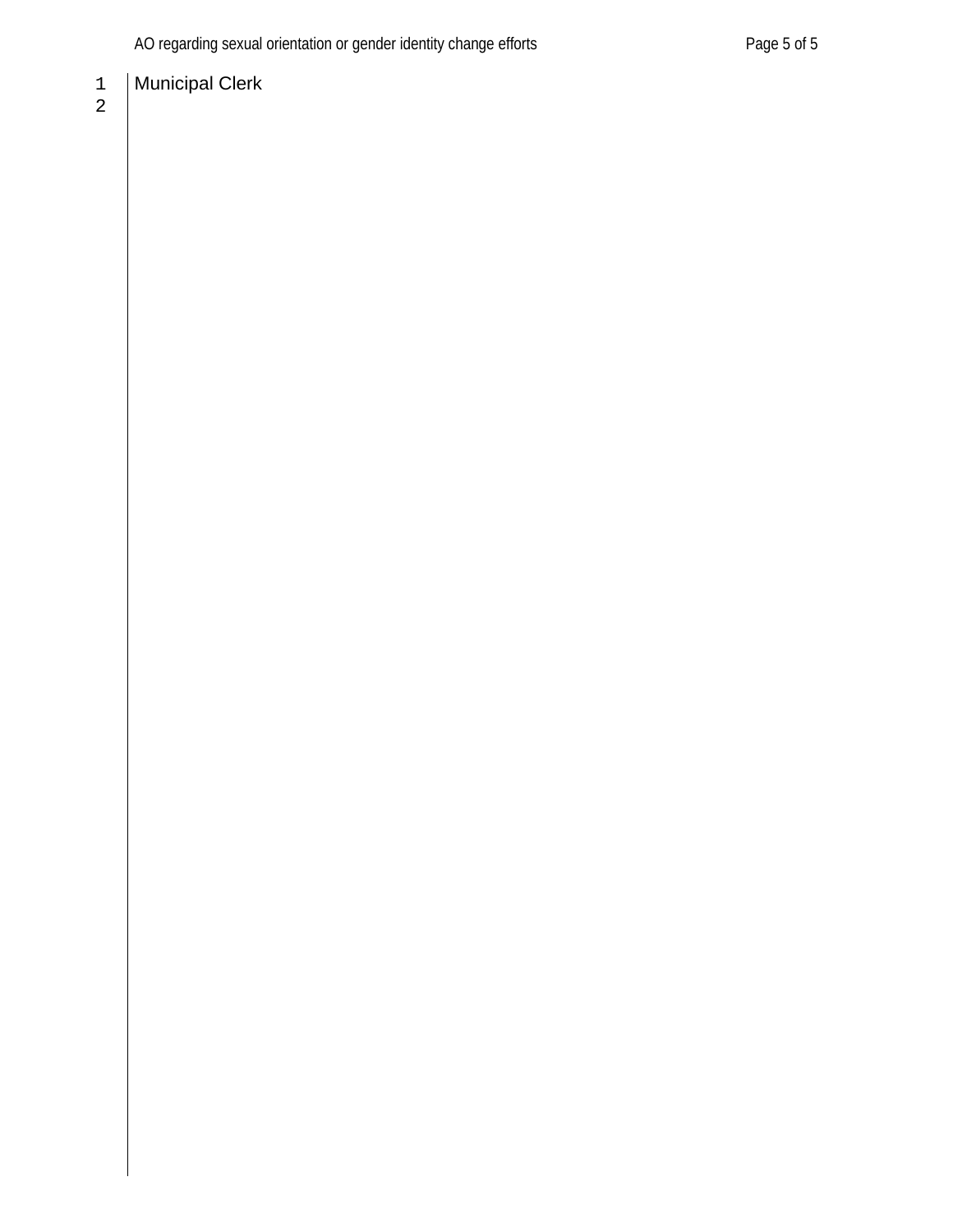Municipal Clerk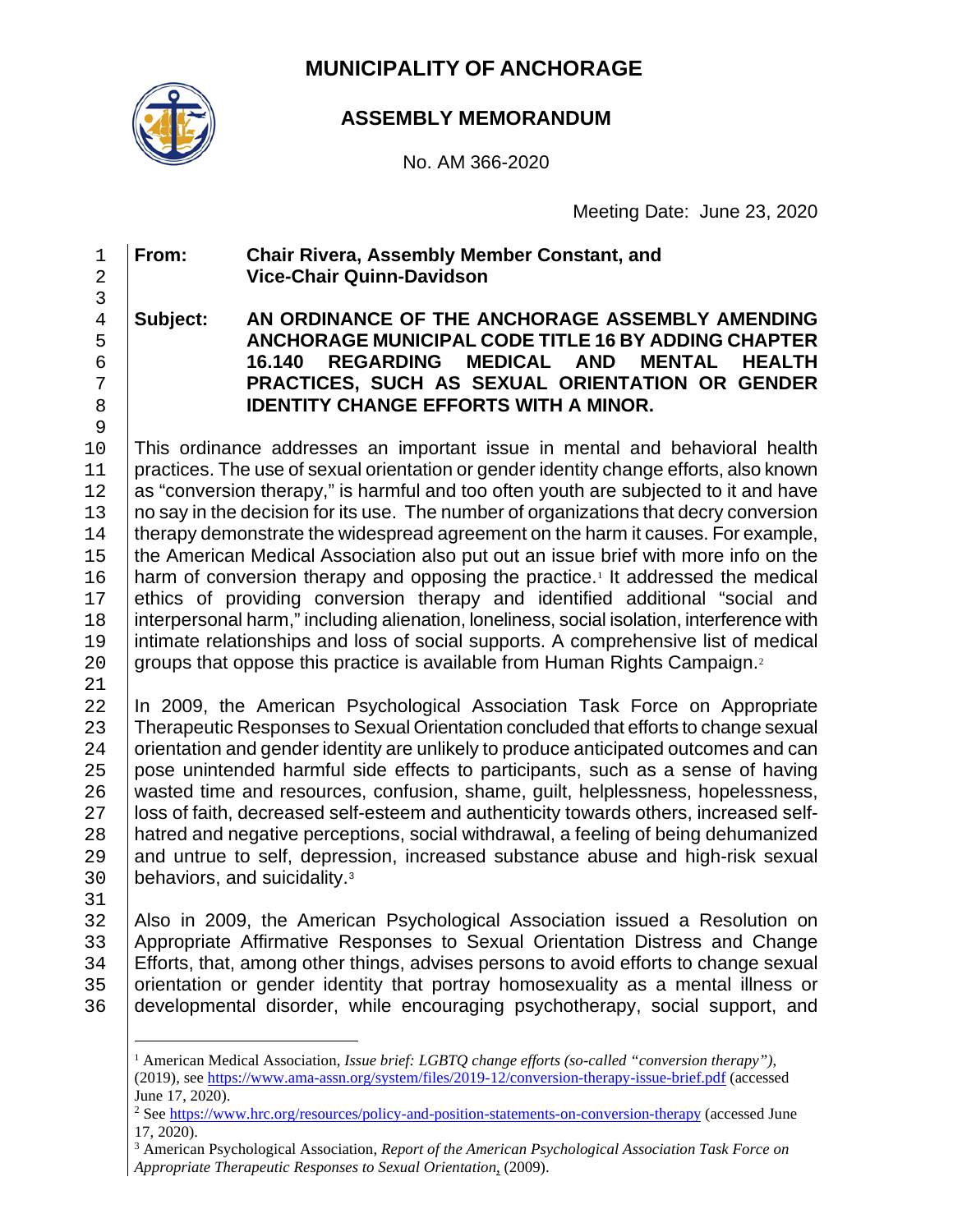# MUNICIPALITY OF ANCHORAGE

## ASSEMBLY MEMORANDUM

No. AM 366-2020

Meeting Date: June 23, 2020

**From:** **Chair Rivera, Assembly Member Constant, and Vice-Chair Quinn-Davidson**

**Subject:** **AN ORDINANCE OF THE ANCHORAGE ASSEMBLY AMENDING ANCHORAGE MUNICIPAL CODE TITLE 16 BY ADDING CHAPTER 16.140 REGARDING MEDICAL AND MENTAL HEALTH PRACTICES, SUCH AS SEXUAL ORIENTATION OR GENDER IDENTITY CHANGE EFFORTS WITH A MINOR.**

This ordinance addresses an important issue in mental and behavioral health practices. The use of sexual orientation or gender identity change efforts, also known as "conversion therapy," is harmful and too often youth are subjected to it and have no say in the decision for its use. The number of organizations that decry conversion therapy demonstrate the widespread agreement on the harm it causes. For example, the American Medical Association also put out an issue brief with more info on the harm of conversion therapy and opposing the practice.[1] It addressed the medical ethics of providing conversion therapy and identified additional "social and interpersonal harm," including alienation, loneliness, social isolation, interference with intimate relationships and loss of social supports. A comprehensive list of medical groups that oppose this practice is available from Human Rights Campaign.[2]

In 2009, the American Psychological Association Task Force on Appropriate Therapeutic Responses to Sexual Orientation concluded that efforts to change sexual orientation and gender identity are unlikely to produce anticipated outcomes and can pose unintended harmful side effects to participants, such as a sense of having wasted time and resources, confusion, shame, guilt, helplessness, hopelessness, loss of faith, decreased self-esteem and authenticity towards others, increased self-hatred and negative perceptions, social withdrawal, a feeling of being dehumanized and untrue to self, depression, increased substance abuse and high-risk sexual behaviors, and suicidality.[3]

Also in 2009, the American Psychological Association issued a Resolution on Appropriate Affirmative Responses to Sexual Orientation Distress and Change Efforts, that, among other things, advises persons to avoid efforts to change sexual orientation or gender identity that portray homosexuality as a mental illness or developmental disorder, while encouraging psychotherapy, social support, and

---

[1] American Medical Association, *Issue brief: LGBTQ change efforts (so-called "conversion therapy")*, (2019), see https://www.ama-assn.org/system/files/2019-12/conversion-therapy-issue-brief.pdf (accessed June 17, 2020).

[2] See https://www.hrc.org/resources/policy-and-position-statements-on-conversion-therapy (accessed June 17, 2020).

[3] American Psychological Association, *Report of the American Psychological Association Task Force on Appropriate Therapeutic Responses to Sexual Orientation*, (2009).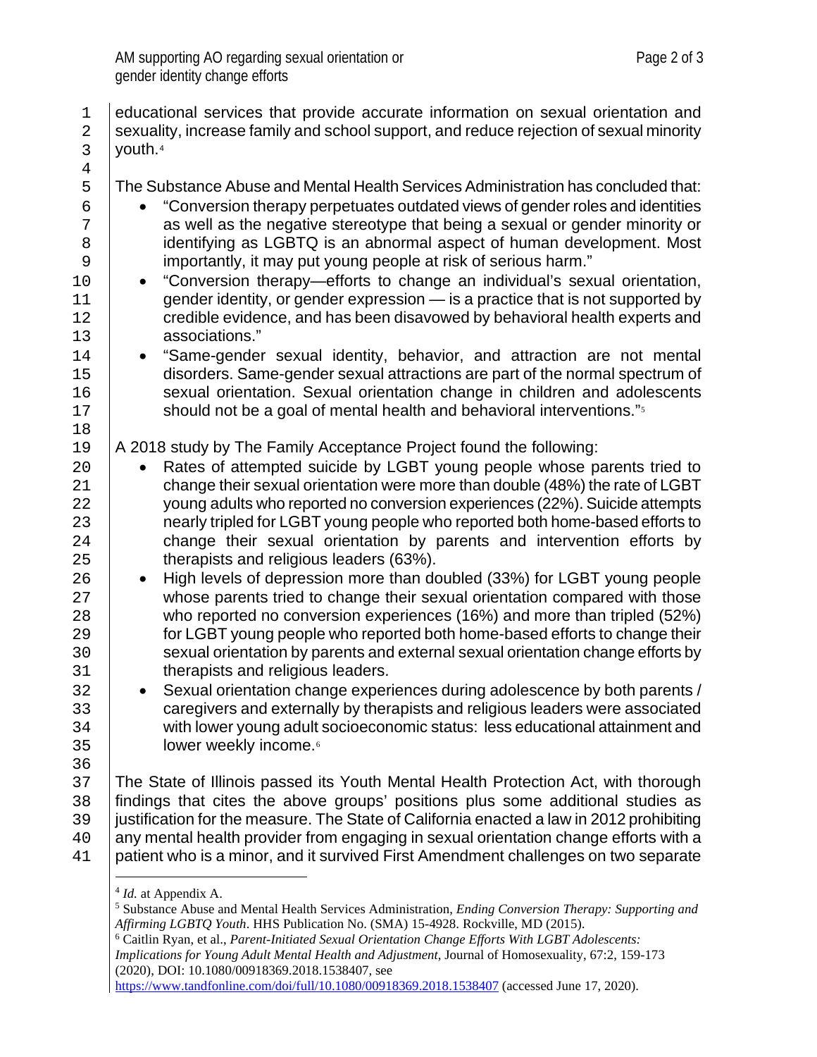educational services that provide accurate information on sexual orientation and sexuality, increase family and school support, and reduce rejection of sexual minority youth.[4]

The Substance Abuse and Mental Health Services Administration has concluded that:

- "Conversion therapy perpetuates outdated views of gender roles and identities as well as the negative stereotype that being a sexual or gender minority or identifying as LGBTQ is an abnormal aspect of human development. Most importantly, it may put young people at risk of serious harm."
- "Conversion therapy—efforts to change an individual's sexual orientation, gender identity, or gender expression — is a practice that is not supported by credible evidence, and has been disavowed by behavioral health experts and associations."
- "Same-gender sexual identity, behavior, and attraction are not mental disorders. Same-gender sexual attractions are part of the normal spectrum of sexual orientation. Sexual orientation change in children and adolescents should not be a goal of mental health and behavioral interventions."[5]

A 2018 study by The Family Acceptance Project found the following:

- Rates of attempted suicide by LGBT young people whose parents tried to change their sexual orientation were more than double (48%) the rate of LGBT young adults who reported no conversion experiences (22%). Suicide attempts nearly tripled for LGBT young people who reported both home-based efforts to change their sexual orientation by parents and intervention efforts by therapists and religious leaders (63%).
- High levels of depression more than doubled (33%) for LGBT young people whose parents tried to change their sexual orientation compared with those who reported no conversion experiences (16%) and more than tripled (52%) for LGBT young people who reported both home-based efforts to change their sexual orientation by parents and external sexual orientation change efforts by therapists and religious leaders.
- Sexual orientation change experiences during adolescence by both parents / caregivers and externally by therapists and religious leaders were associated with lower young adult socioeconomic status: less educational attainment and lower weekly income.[6]

The State of Illinois passed its Youth Mental Health Protection Act, with thorough findings that cites the above groups' positions plus some additional studies as justification for the measure. The State of California enacted a law in 2012 prohibiting any mental health provider from engaging in sexual orientation change efforts with a patient who is a minor, and it survived First Amendment challenges on two separate

---

[4] *Id.* at Appendix A.

[5] Substance Abuse and Mental Health Services Administration, *Ending Conversion Therapy: Supporting and Affirming LGBTQ Youth*. HHS Publication No. (SMA) 15-4928. Rockville, MD (2015).

[6] Caitlin Ryan, et al., *Parent-Initiated Sexual Orientation Change Efforts With LGBT Adolescents: Implications for Young Adult Mental Health and Adjustment*, Journal of Homosexuality, 67:2, 159-173 (2020), DOI: 10.1080/00918369.2018.1538407, see https://www.tandfonline.com/doi/full/10.1080/00918369.2018.1538407 (accessed June 17, 2020).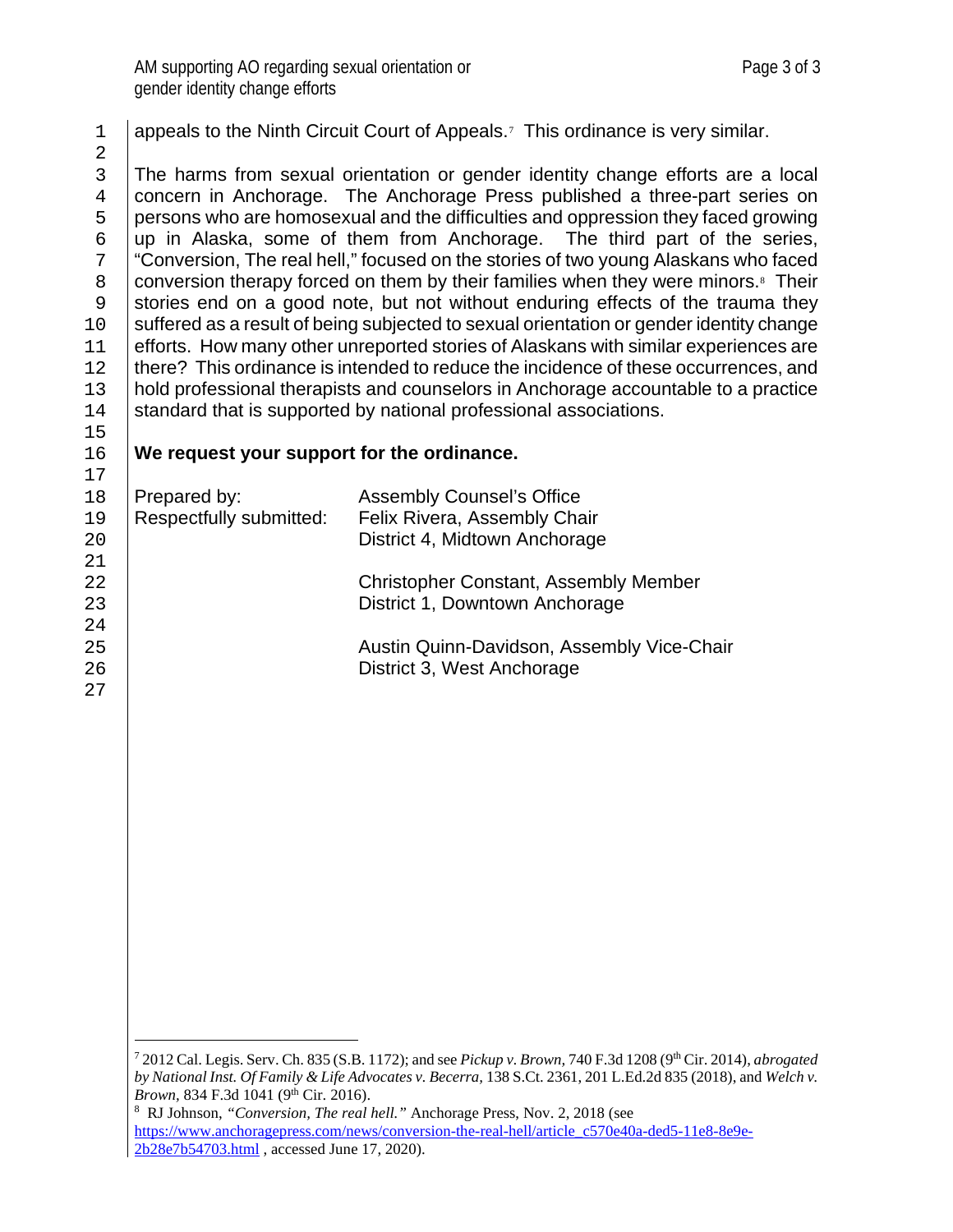appeals to the Ninth Circuit Court of Appeals.[7] This ordinance is very similar.

The harms from sexual orientation or gender identity change efforts are a local concern in Anchorage. The Anchorage Press published a three-part series on persons who are homosexual and the difficulties and oppression they faced growing up in Alaska, some of them from Anchorage. The third part of the series, "Conversion, The real hell," focused on the stories of two young Alaskans who faced conversion therapy forced on them by their families when they were minors.[8] Their stories end on a good note, but not without enduring effects of the trauma they suffered as a result of being subjected to sexual orientation or gender identity change efforts. How many other unreported stories of Alaskans with similar experiences are there? This ordinance is intended to reduce the incidence of these occurrences, and hold professional therapists and counselors in Anchorage accountable to a practice standard that is supported by national professional associations.

**We request your support for the ordinance.**

Prepared by: Assembly Counsel's Office

Respectfully submitted: Felix Rivera, Assembly Chair
District 4, Midtown Anchorage

Christopher Constant, Assembly Member
District 1, Downtown Anchorage

Austin Quinn-Davidson, Assembly Vice-Chair
District 3, West Anchorage

---

[7] 2012 Cal. Legis. Serv. Ch. 835 (S.B. 1172); and see *Pickup v. Brown,* 740 F.3d 1208 (9th Cir. 2014), *abrogated by National Inst. Of Family & Life Advocates v. Becerra,* 138 S.Ct. 2361, 201 L.Ed.2d 835 (2018), and *Welch v. Brown,* 834 F.3d 1041 (9th Cir. 2016).

[8] RJ Johnson, *"Conversion, The real hell."* Anchorage Press, Nov. 2, 2018 (see https://www.anchoragepress.com/news/conversion-the-real-hell/article_c570e40a-ded5-11e8-8e9e-2b28e7b54703.html , accessed June 17, 2020).